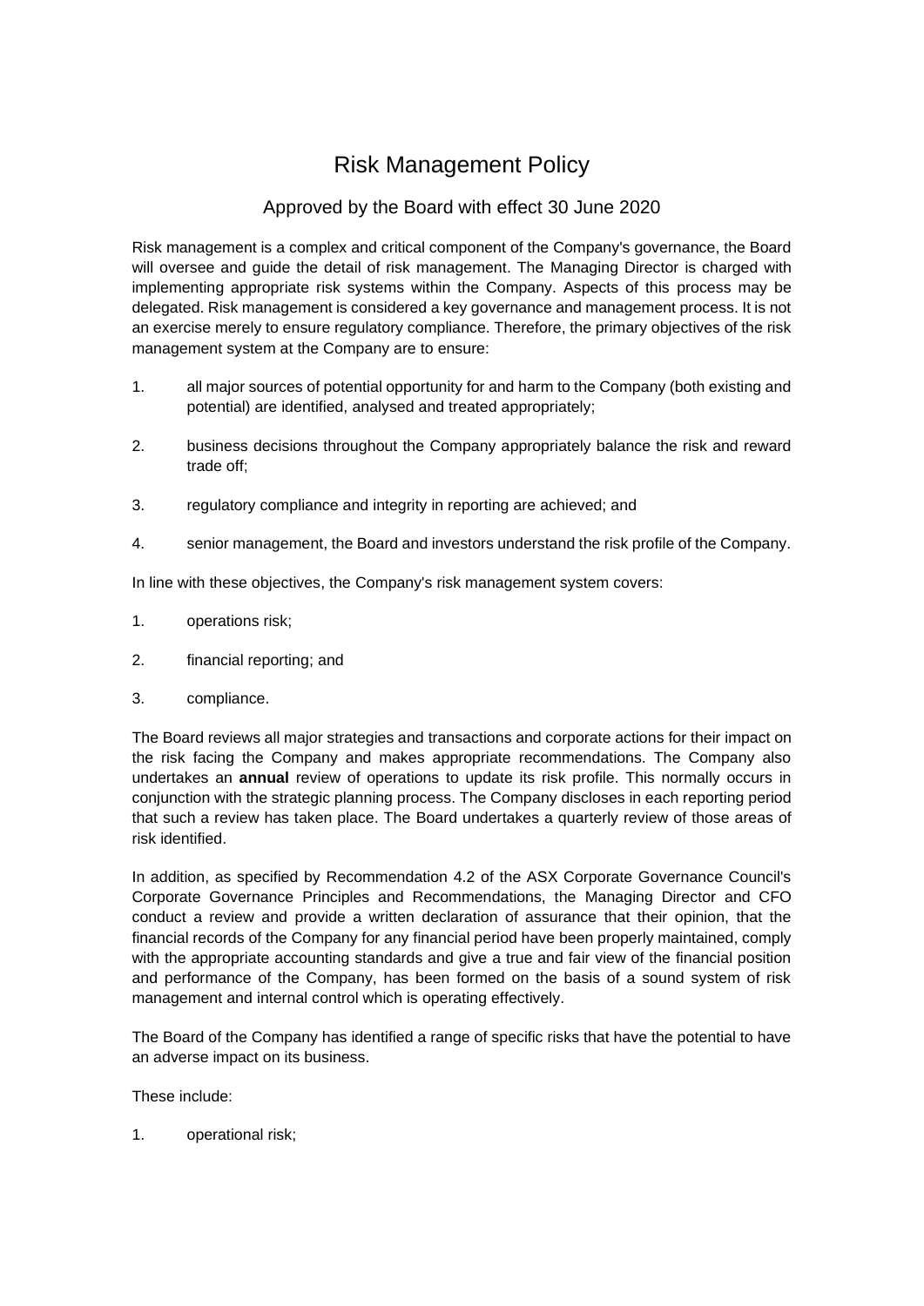# Risk Management Policy

## Approved by the Board with effect 30 June 2020

Risk management is a complex and critical component of the Company's governance, the Board will oversee and guide the detail of risk management. The Managing Director is charged with implementing appropriate risk systems within the Company. Aspects of this process may be delegated. Risk management is considered a key governance and management process. It is not an exercise merely to ensure regulatory compliance. Therefore, the primary objectives of the risk management system at the Company are to ensure:

1. all major sources of potential opportunity for and harm to the Company (both existing and potential) are identified, analysed and treated appropriately;
2. business decisions throughout the Company appropriately balance the risk and reward trade off;
3. regulatory compliance and integrity in reporting are achieved; and
4. senior management, the Board and investors understand the risk profile of the Company.

In line with these objectives, the Company's risk management system covers:

1. operations risk;
2. financial reporting; and
3. compliance.

The Board reviews all major strategies and transactions and corporate actions for their impact on the risk facing the Company and makes appropriate recommendations. The Company also undertakes an **annual** review of operations to update its risk profile. This normally occurs in conjunction with the strategic planning process. The Company discloses in each reporting period that such a review has taken place. The Board undertakes a quarterly review of those areas of risk identified.

In addition, as specified by Recommendation 4.2 of the ASX Corporate Governance Council's Corporate Governance Principles and Recommendations, the Managing Director and CFO conduct a review and provide a written declaration of assurance that their opinion, that the financial records of the Company for any financial period have been properly maintained, comply with the appropriate accounting standards and give a true and fair view of the financial position and performance of the Company, has been formed on the basis of a sound system of risk management and internal control which is operating effectively.

The Board of the Company has identified a range of specific risks that have the potential to have an adverse impact on its business.

These include:

1. operational risk;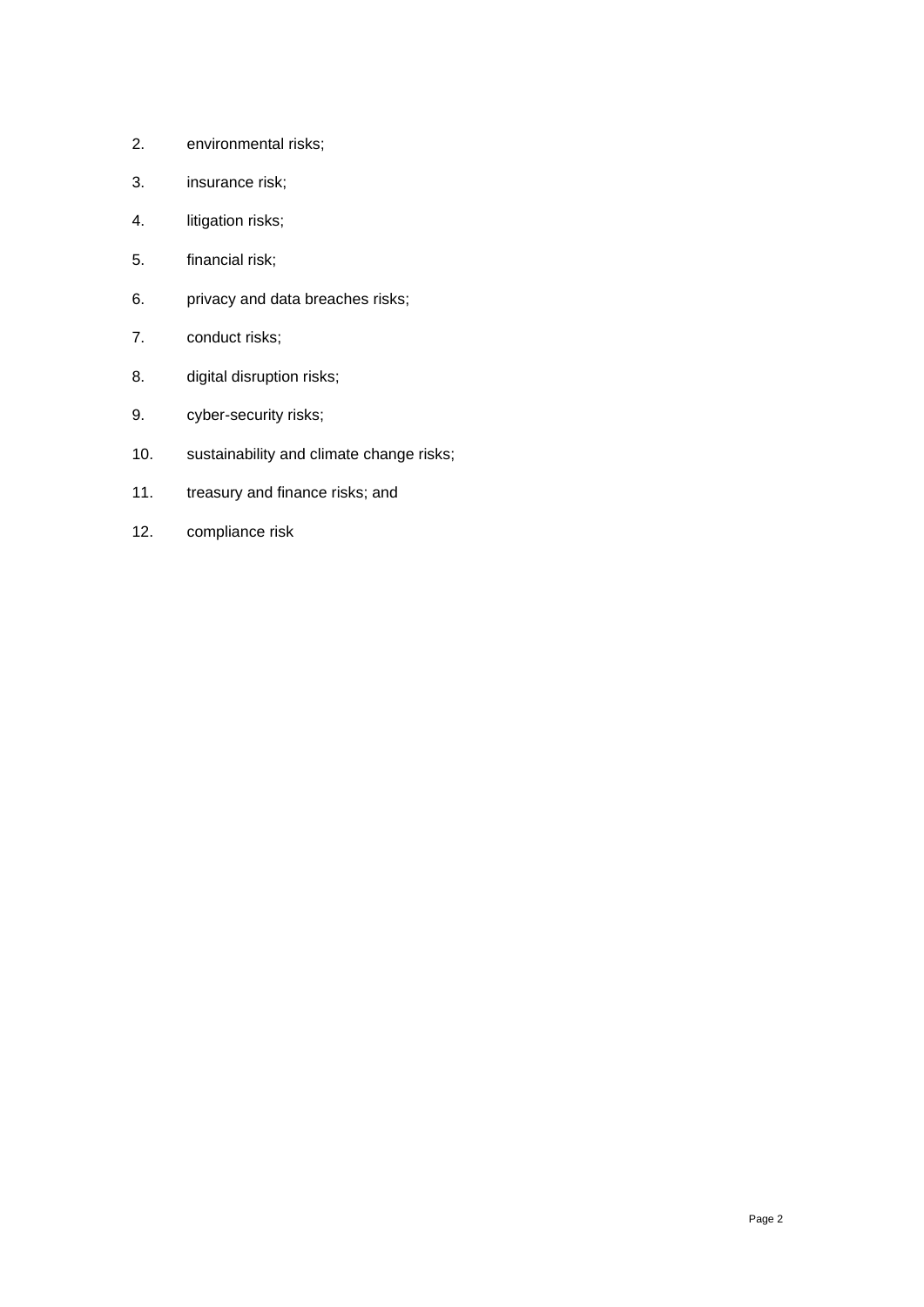2. environmental risks;
3. insurance risk;
4. litigation risks;
5. financial risk;
6. privacy and data breaches risks;
7. conduct risks;
8. digital disruption risks;
9. cyber-security risks;
10. sustainability and climate change risks;
11. treasury and finance risks; and
12. compliance risk